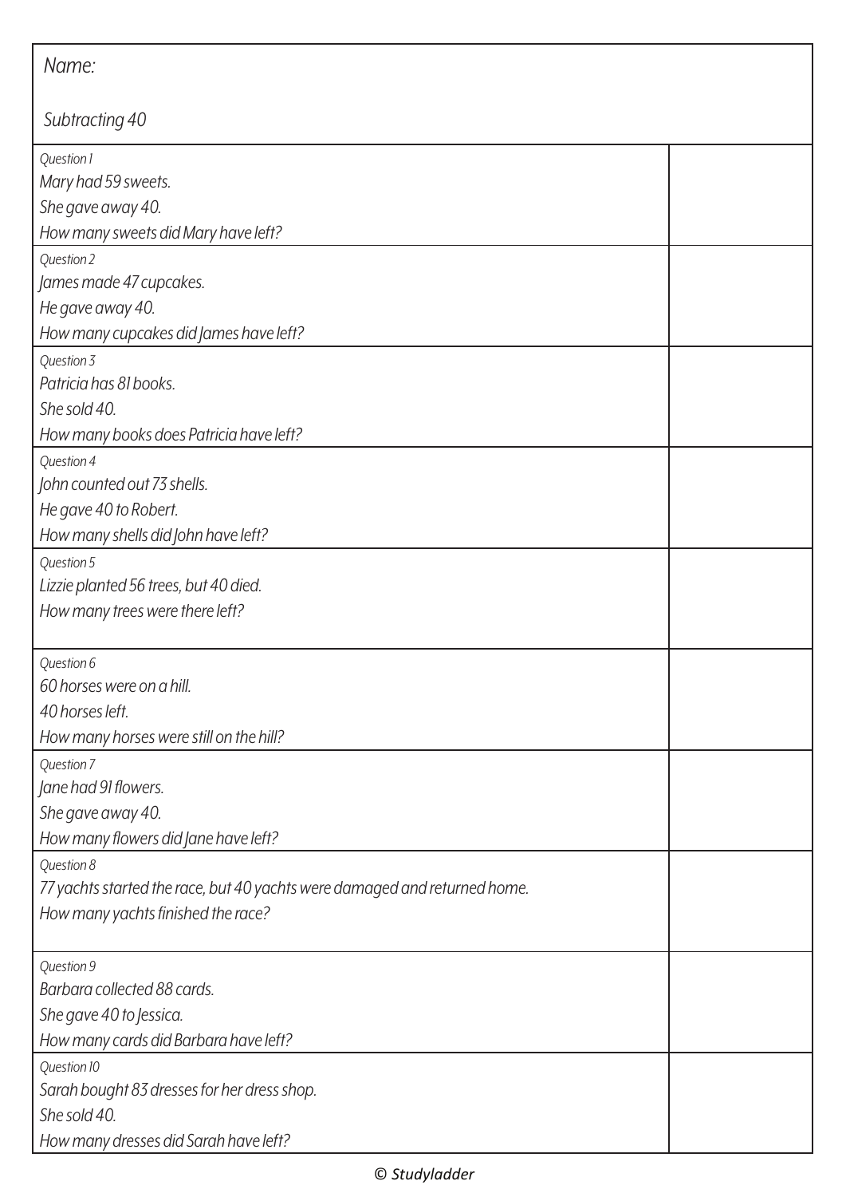Name:

Subtracting 40

| | |
|---|---|
| *Question 1*<br>*Mary had 59 sweets.*<br>*She gave away 40.*<br>*How many sweets did Mary have left?* | |
| *Question 2*<br>*James made 47 cupcakes.*<br>*He gave away 40.*<br>*How many cupcakes did James have left?* | |
| *Question 3*<br>*Patricia has 81 books.*<br>*She sold 40.*<br>*How many books does Patricia have left?* | |
| *Question 4*<br>*John counted out 73 shells.*<br>*He gave 40 to Robert.*<br>*How many shells did John have left?* | |
| *Question 5*<br>*Lizzie planted 56 trees, but 40 died.*<br>*How many trees were there left?* | |
| *Question 6*<br>*60 horses were on a hill.*<br>*40 horses left.*<br>*How many horses were still on the hill?* | |
| *Question 7*<br>*Jane had 91 flowers.*<br>*She gave away 40.*<br>*How many flowers did Jane have left?* | |
| *Question 8*<br>*77 yachts started the race, but 40 yachts were damaged and returned home.*<br>*How many yachts finished the race?* | |
| *Question 9*<br>*Barbara collected 88 cards.*<br>*She gave 40 to Jessica.*<br>*How many cards did Barbara have left?* | |
| *Question 10*<br>*Sarah bought 83 dresses for her dress shop.*<br>*She sold 40.*<br>*How many dresses did Sarah have left?* | |

*© Studyladder*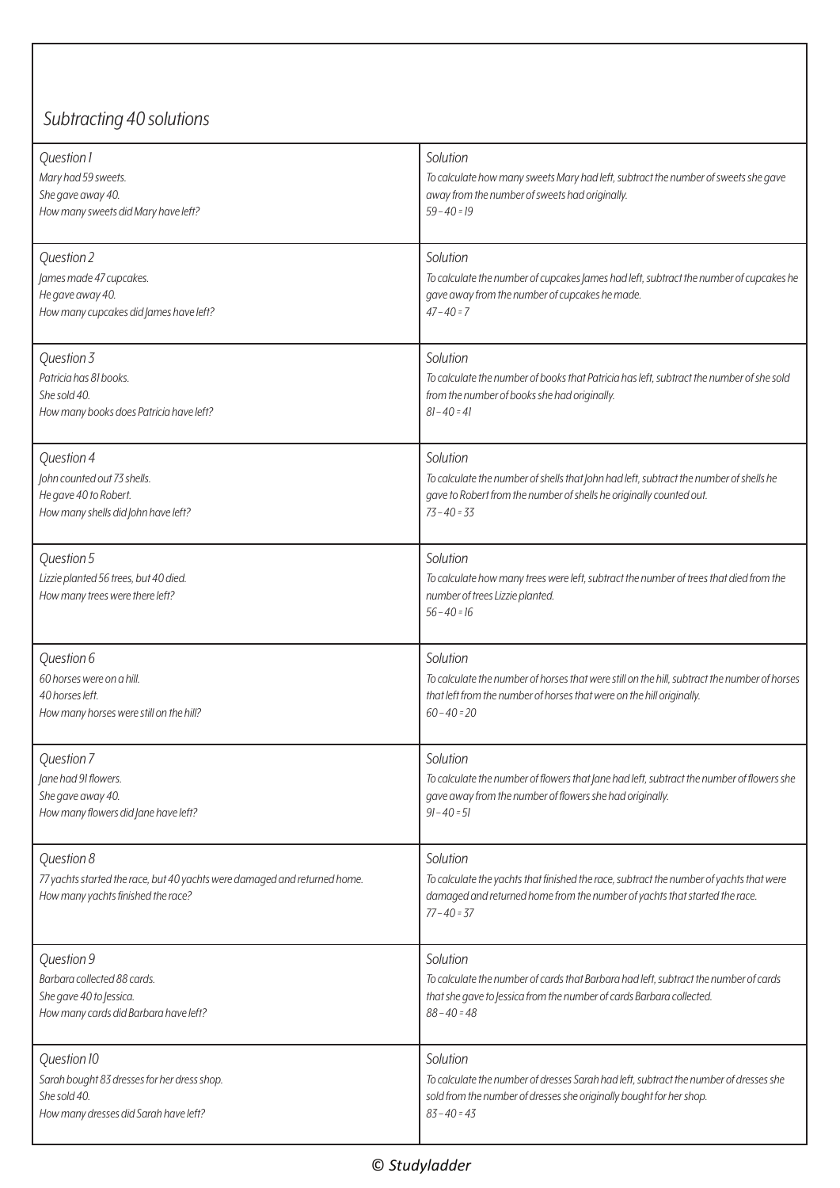# Subtracting 40 solutions

| | |
|---|---|
| Question 1<br>Mary had 59 sweets.<br>She gave away 40.<br>How many sweets did Mary have left? | Solution<br>To calculate how many sweets Mary had left, subtract the number of sweets she gave away from the number of sweets had originally.<br>$59 - 40 = 19$ |
| Question 2<br>James made 47 cupcakes.<br>He gave away 40.<br>How many cupcakes did James have left? | Solution<br>To calculate the number of cupcakes James had left, subtract the number of cupcakes he gave away from the number of cupcakes he made.<br>$47 - 40 = 7$ |
| Question 3<br>Patricia has 81 books.<br>She sold 40.<br>How many books does Patricia have left? | Solution<br>To calculate the number of books that Patricia has left, subtract the number of she sold from the number of books she had originally.<br>$81 - 40 = 41$ |
| Question 4<br>John counted out 73 shells.<br>He gave 40 to Robert.<br>How many shells did John have left? | Solution<br>To calculate the number of shells that John had left, subtract the number of shells he gave to Robert from the number of shells he originally counted out.<br>$73 - 40 = 33$ |
| Question 5<br>Lizzie planted 56 trees, but 40 died.<br>How many trees were there left? | Solution<br>To calculate how many trees were left, subtract the number of trees that died from the number of trees Lizzie planted.<br>$56 - 40 = 16$ |
| Question 6<br>60 horses were on a hill.<br>40 horses left.<br>How many horses were still on the hill? | Solution<br>To calculate the number of horses that were still on the hill, subtract the number of horses that left from the number of horses that were on the hill originally.<br>$60 - 40 = 20$ |
| Question 7<br>Jane had 91 flowers.<br>She gave away 40.<br>How many flowers did Jane have left? | Solution<br>To calculate the number of flowers that Jane had left, subtract the number of flowers she gave away from the number of flowers she had originally.<br>$91 - 40 = 51$ |
| Question 8<br>77 yachts started the race, but 40 yachts were damaged and returned home.<br>How many yachts finished the race? | Solution<br>To calculate the yachts that finished the race, subtract the number of yachts that were damaged and returned home from the number of yachts that started the race.<br>$77 - 40 = 37$ |
| Question 9<br>Barbara collected 88 cards.<br>She gave 40 to Jessica.<br>How many cards did Barbara have left? | Solution<br>To calculate the number of cards that Barbara had left, subtract the number of cards that she gave to Jessica from the number of cards Barbara collected.<br>$88 - 40 = 48$ |
| Question 10<br>Sarah bought 83 dresses for her dress shop.<br>She sold 40.<br>How many dresses did Sarah have left? | Solution<br>To calculate the number of dresses Sarah had left, subtract the number of dresses she sold from the number of dresses she originally bought for her shop.<br>$83 - 40 = 43$ |

© Studyladder